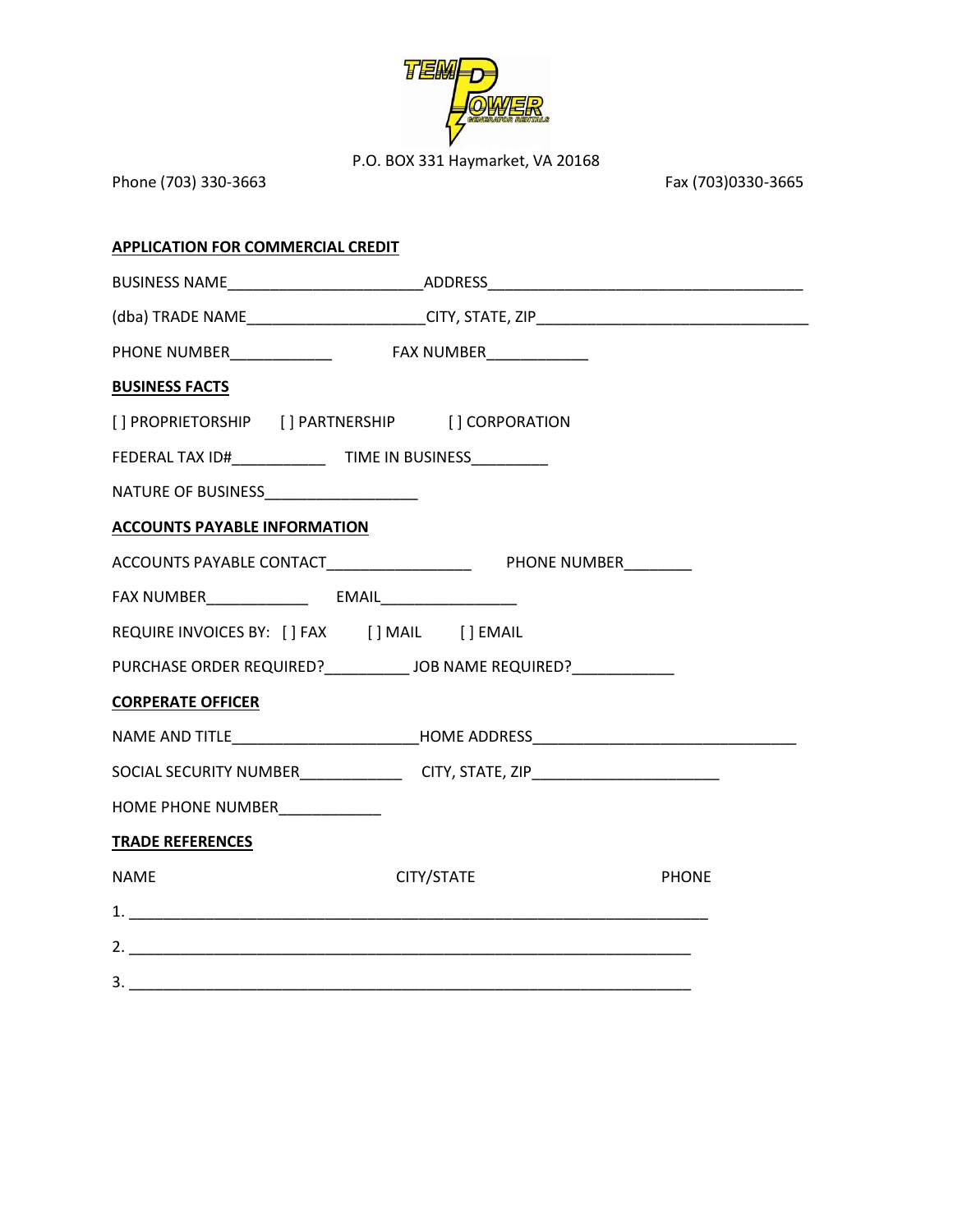P.O. BOX 331 Haymarket, VA 20168

Phone (703) 330-3663 Fax (703)0330-3665

**APPLICATION FOR COMMERCIAL CREDIT**

BUSINESS NAME______________________ADDRESS____________________________________

(dba) TRADE NAME____________________CITY, STATE, ZIP_______________________________

PHONE NUMBER___________ FAX NUMBER___________

**BUSINESS FACTS**

[ ] PROPRIETORSHIP [ ] PARTNERSHIP [ ] CORPORATION

FEDERAL TAX ID#__________ TIME IN BUSINESS________

NATURE OF BUSINESS_________________

**ACCOUNTS PAYABLE INFORMATION**

ACCOUNTS PAYABLE CONTACT________________ PHONE NUMBER_______

FAX NUMBER___________ EMAIL_______________

REQUIRE INVOICES BY: [ ] FAX [ ] MAIL [ ] EMAIL

PURCHASE ORDER REQUIRED?_________ JOB NAME REQUIRED?___________

**CORPERATE OFFICER**

NAME AND TITLE_____________________HOME ADDRESS_____________________________

SOCIAL SECURITY NUMBER___________ CITY, STATE, ZIP_____________________

HOME PHONE NUMBER___________

**TRADE REFERENCES**

| NAME | CITY/STATE | PHONE |
|---|---|---|
| 1. | | |
| 2. | | |
| 3. | | |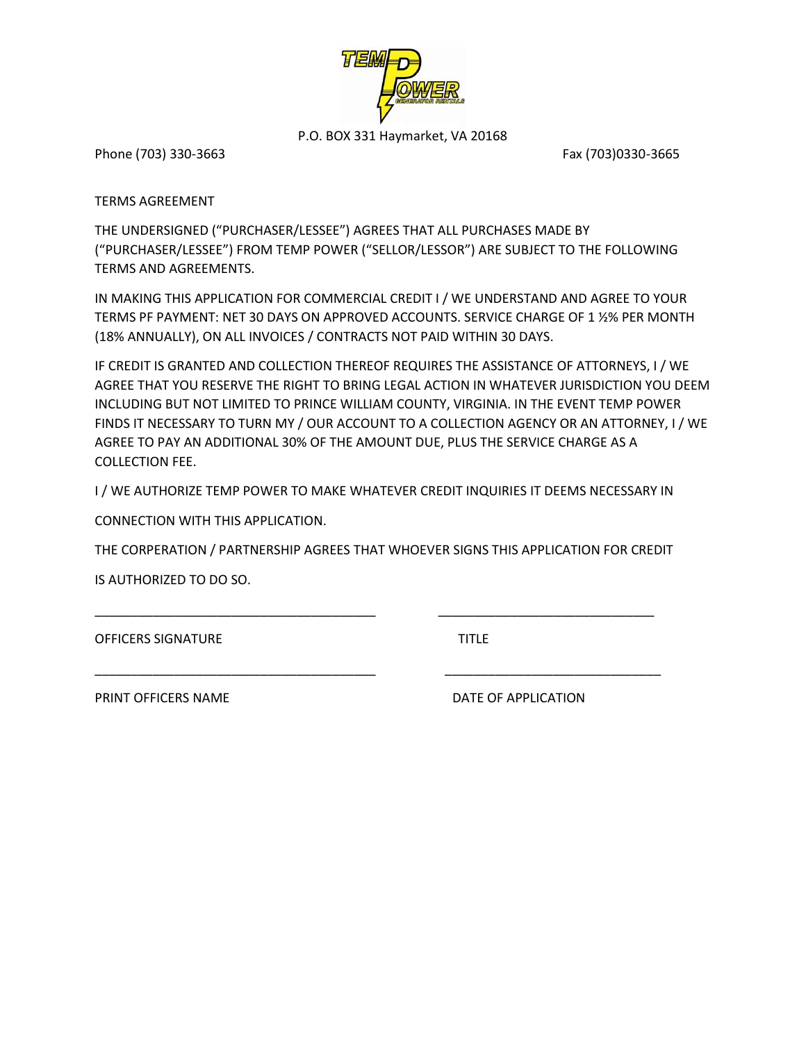P.O. BOX 331 Haymarket, VA 20168

Phone (703) 330-3663 Fax (703)0330-3665

TERMS AGREEMENT

THE UNDERSIGNED ("PURCHASER/LESSEE") AGREES THAT ALL PURCHASES MADE BY ("PURCHASER/LESSEE") FROM TEMP POWER ("SELLOR/LESSOR") ARE SUBJECT TO THE FOLLOWING TERMS AND AGREEMENTS.

IN MAKING THIS APPLICATION FOR COMMERCIAL CREDIT I / WE UNDERSTAND AND AGREE TO YOUR TERMS PF PAYMENT: NET 30 DAYS ON APPROVED ACCOUNTS. SERVICE CHARGE OF 1 ½% PER MONTH (18% ANNUALLY), ON ALL INVOICES / CONTRACTS NOT PAID WITHIN 30 DAYS.

IF CREDIT IS GRANTED AND COLLECTION THEREOF REQUIRES THE ASSISTANCE OF ATTORNEYS, I / WE AGREE THAT YOU RESERVE THE RIGHT TO BRING LEGAL ACTION IN WHATEVER JURISDICTION YOU DEEM INCLUDING BUT NOT LIMITED TO PRINCE WILLIAM COUNTY, VIRGINIA. IN THE EVENT TEMP POWER FINDS IT NECESSARY TO TURN MY / OUR ACCOUNT TO A COLLECTION AGENCY OR AN ATTORNEY, I / WE AGREE TO PAY AN ADDITIONAL 30% OF THE AMOUNT DUE, PLUS THE SERVICE CHARGE AS A COLLECTION FEE.

I / WE AUTHORIZE TEMP POWER TO MAKE WHATEVER CREDIT INQUIRIES IT DEEMS NECESSARY IN

CONNECTION WITH THIS APPLICATION.

THE CORPERATION / PARTNERSHIP AGREES THAT WHOEVER SIGNS THIS APPLICATION FOR CREDIT

IS AUTHORIZED TO DO SO.

_______________________________________ ______________________________

OFFICERS SIGNATURE TITLE

_______________________________________ ______________________________

PRINT OFFICERS NAME DATE OF APPLICATION